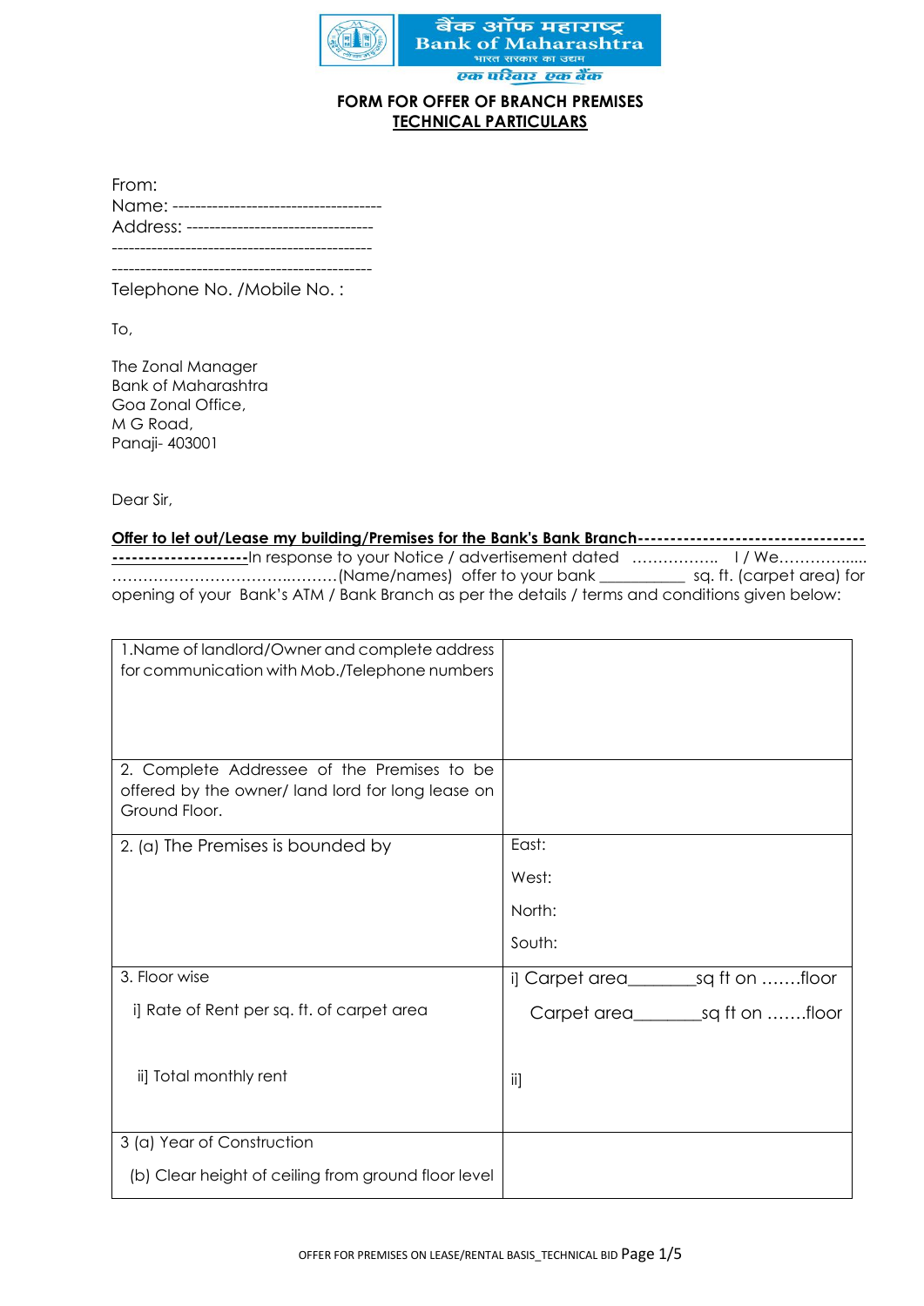बैंक ऑफ महाराष्ट्र
Bank of Maharashtra
भारत सरकार का उद्यम
एक परिवार एक बैंक

**FORM FOR OFFER OF BRANCH PREMISES**

**TECHNICAL PARTICULARS**

From:
Name: -------------------------------------
Address: ---------------------------------
----------------------------------------------
----------------------------------------------
Telephone No. /Mobile No. :

To,

The Zonal Manager
Bank of Maharashtra
Goa Zonal Office,
M G Road,
Panaji- 403001

Dear Sir,

**Offer to let out/Lease my building/Premises for the Bank's Bank Branch------------------------------------------------------**In response to your Notice / advertisement dated ……………. I / We……………..…………………………………..………(Name/names) offer to your bank __________ sq. ft. (carpet area) for opening of your Bank's ATM / Bank Branch as per the details / terms and conditions given below:

| | |
|---|---|
| 1.Name of landlord/Owner and complete address for communication with Mob./Telephone numbers | |
| 2. Complete Addressee of the Premises to be offered by the owner/ land lord for long lease on Ground Floor. | |
| 2. (a) The Premises is bounded by | East:<br>West:<br>North:<br>South: |
| 3. Floor wise<br>i] Rate of Rent per sq. ft. of carpet area<br>ii] Total monthly rent | i] Carpet area_______sq ft on …….floor<br>Carpet area_______sq ft on …….floor<br>ii] |
| 3 (a) Year of Construction<br>(b) Clear height of ceiling from ground floor level | |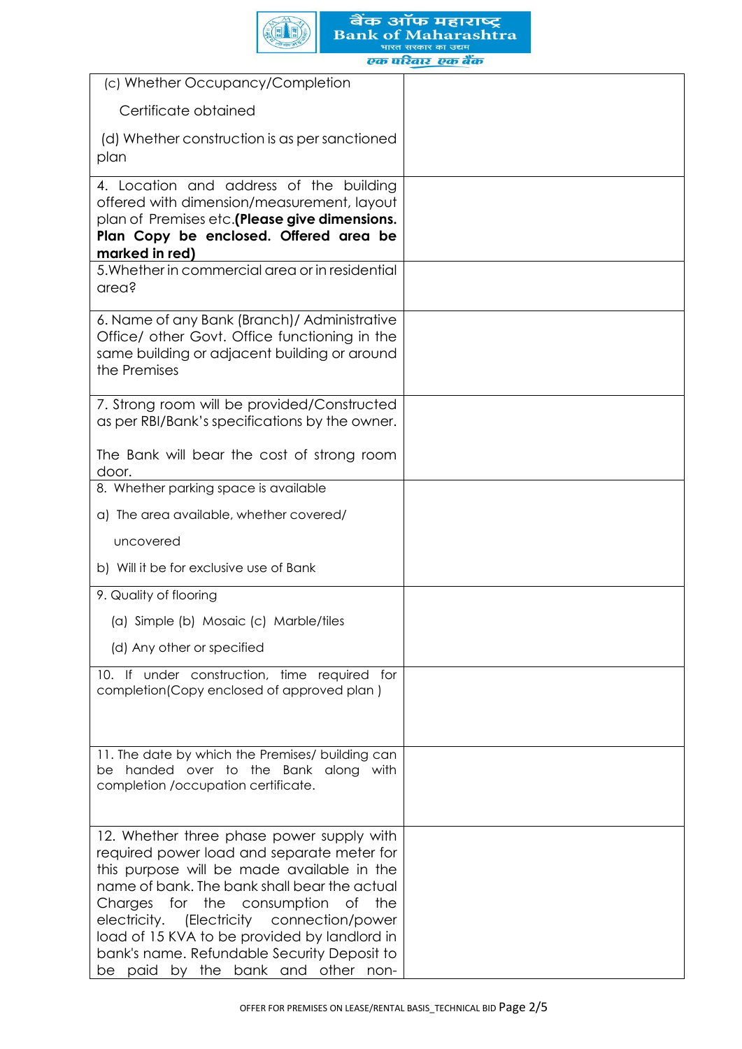| | |
|---|---|
| (c) Whether Occupancy/Completion Certificate obtained<br><br>(d) Whether construction is as per sanctioned plan | |
| 4. Location and address of the building offered with dimension/measurement, layout plan of Premises etc.**(Please give dimensions. Plan Copy be enclosed. Offered area be marked in red)** | |
| 5.Whether in commercial area or in residential area? | |
| 6. Name of any Bank (Branch)/ Administrative Office/ other Govt. Office functioning in the same building or adjacent building or around the Premises | |
| 7. Strong room will be provided/Constructed as per RBI/Bank's specifications by the owner.<br><br>The Bank will bear the cost of strong room door. | |
| 8. Whether parking space is available<br><br>a) The area available, whether covered/ uncovered<br><br>b) Will it be for exclusive use of Bank | |
| 9. Quality of flooring<br><br>(a) Simple (b) Mosaic (c) Marble/tiles<br><br>(d) Any other or specified | |
| 10. If under construction, time required for completion(Copy enclosed of approved plan ) | |
| 11. The date by which the Premises/ building can be handed over to the Bank along with completion /occupation certificate. | |
| 12. Whether three phase power supply with required power load and separate meter for this purpose will be made available in the name of bank. The bank shall bear the actual Charges for the consumption of the electricity. (Electricity connection/power load of 15 KVA to be provided by landlord in bank's name. Refundable Security Deposit to be paid by the bank and other non- | |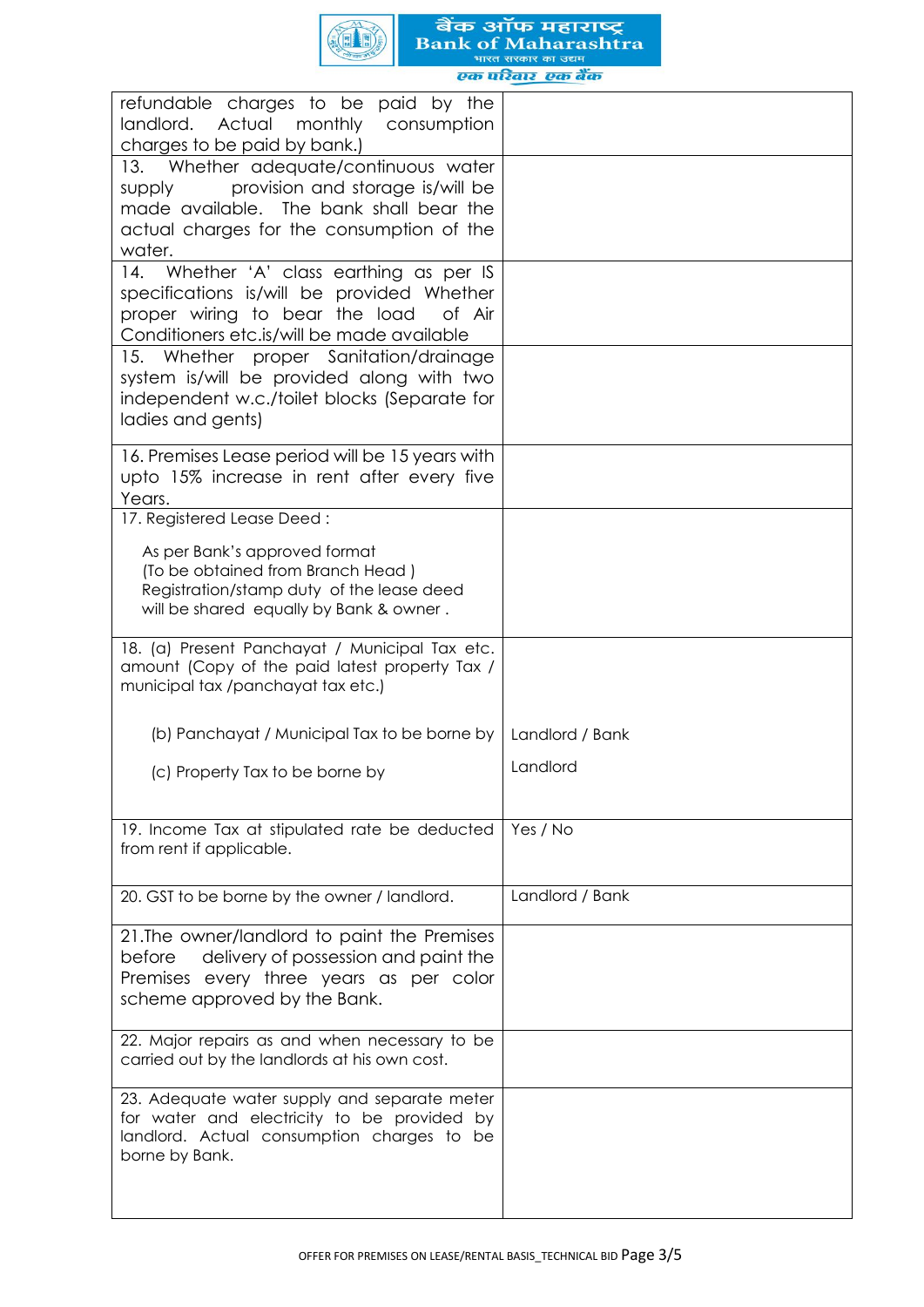| | |
|---|---|
| refundable charges to be paid by the landlord. Actual monthly consumption charges to be paid by bank.) | |
| 13. Whether adequate/continuous water supply provision and storage is/will be made available. The bank shall bear the actual charges for the consumption of the water. | |
| 14. Whether 'A' class earthing as per IS specifications is/will be provided Whether proper wiring to bear the load of Air Conditioners etc.is/will be made available | |
| 15. Whether proper Sanitation/drainage system is/will be provided along with two independent w.c./toilet blocks (Separate for ladies and gents) | |
| 16. Premises Lease period will be 15 years with upto 15% increase in rent after every five Years. | |
| 17. Registered Lease Deed :<br><br>As per Bank's approved format<br>(To be obtained from Branch Head )<br>Registration/stamp duty of the lease deed will be shared equally by Bank & owner . | |
| 18. (a) Present Panchayat / Municipal Tax etc. amount (Copy of the paid latest property Tax / municipal tax /panchayat tax etc.)<br><br>(b) Panchayat / Municipal Tax to be borne by<br><br>(c) Property Tax to be borne by | <br><br><br>Landlord / Bank<br><br>Landlord |
| 19. Income Tax at stipulated rate be deducted from rent if applicable. | Yes / No |
| 20. GST to be borne by the owner / landlord. | Landlord / Bank |
| 21.The owner/landlord to paint the Premises before delivery of possession and paint the Premises every three years as per color scheme approved by the Bank. | |
| 22. Major repairs as and when necessary to be carried out by the landlords at his own cost. | |
| 23. Adequate water supply and separate meter for water and electricity to be provided by landlord. Actual consumption charges to be borne by Bank. | |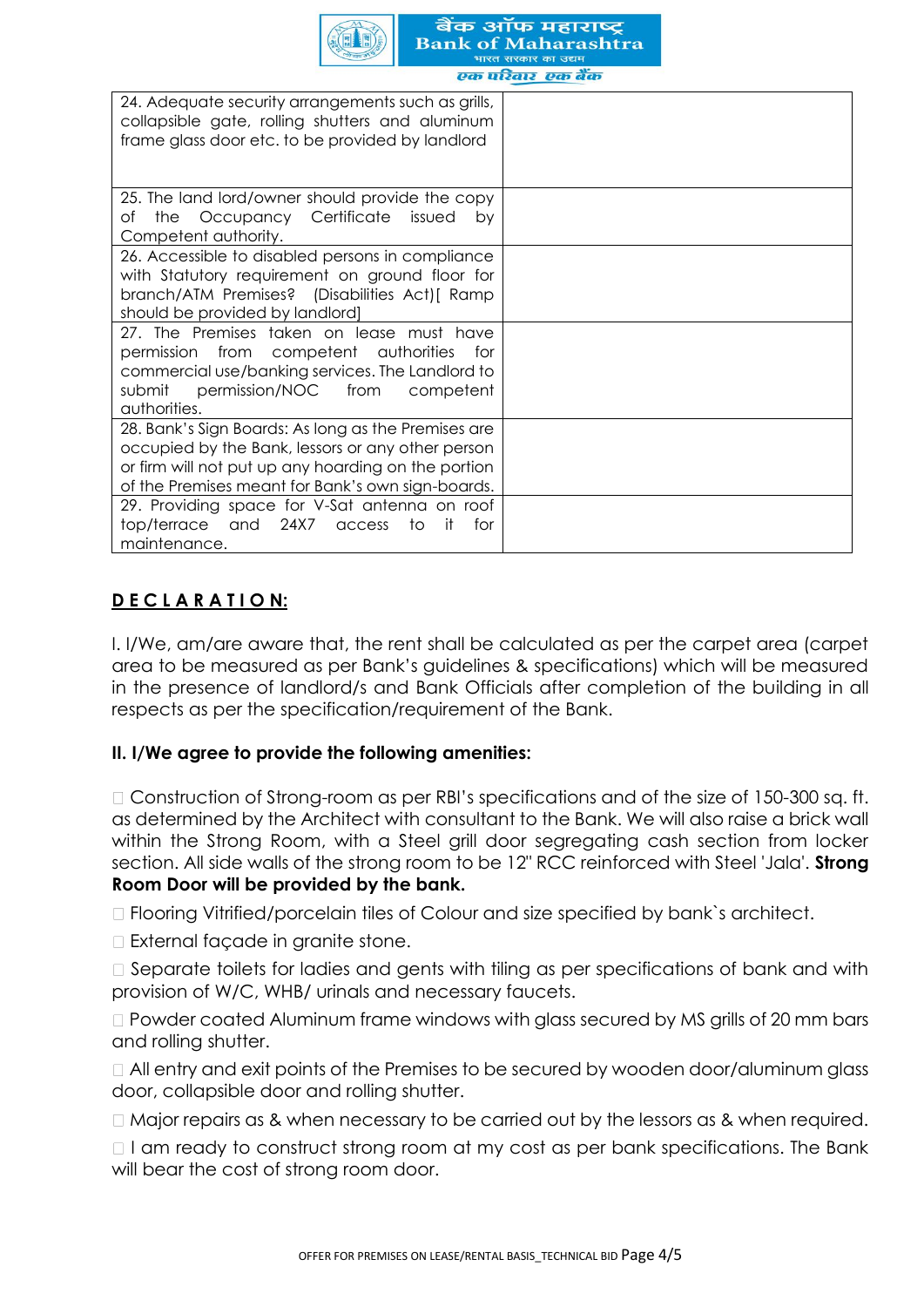| | |
|---|---|
| 24. Adequate security arrangements such as grills, collapsible gate, rolling shutters and aluminum frame glass door etc. to be provided by landlord | |
| 25. The land lord/owner should provide the copy of the Occupancy Certificate issued by Competent authority. | |
| 26. Accessible to disabled persons in compliance with Statutory requirement on ground floor for branch/ATM Premises? (Disabilities Act)[ Ramp should be provided by landlord] | |
| 27. The Premises taken on lease must have permission from competent authorities for commercial use/banking services. The Landlord to submit permission/NOC from competent authorities. | |
| 28. Bank's Sign Boards: As long as the Premises are occupied by the Bank, lessors or any other person or firm will not put up any hoarding on the portion of the Premises meant for Bank's own sign-boards. | |
| 29. Providing space for V-Sat antenna on roof top/terrace and 24X7 access to it for maintenance. | |

## D E C L A R A T I O N:

I. I/We, am/are aware that, the rent shall be calculated as per the carpet area (carpet area to be measured as per Bank's guidelines & specifications) which will be measured in the presence of landlord/s and Bank Officials after completion of the building in all respects as per the specification/requirement of the Bank.

**II. I/We agree to provide the following amenities:**

- Construction of Strong-room as per RBI's specifications and of the size of 150-300 sq. ft. as determined by the Architect with consultant to the Bank. We will also raise a brick wall within the Strong Room, with a Steel grill door segregating cash section from locker section. All side walls of the strong room to be 12" RCC reinforced with Steel 'Jala'. **Strong Room Door will be provided by the bank.**
- Flooring Vitrified/porcelain tiles of Colour and size specified by bank`s architect.
- External façade in granite stone.
- Separate toilets for ladies and gents with tiling as per specifications of bank and with provision of W/C, WHB/ urinals and necessary faucets.
- Powder coated Aluminum frame windows with glass secured by MS grills of 20 mm bars and rolling shutter.
- All entry and exit points of the Premises to be secured by wooden door/aluminum glass door, collapsible door and rolling shutter.
- Major repairs as & when necessary to be carried out by the lessors as & when required.
- I am ready to construct strong room at my cost as per bank specifications. The Bank will bear the cost of strong room door.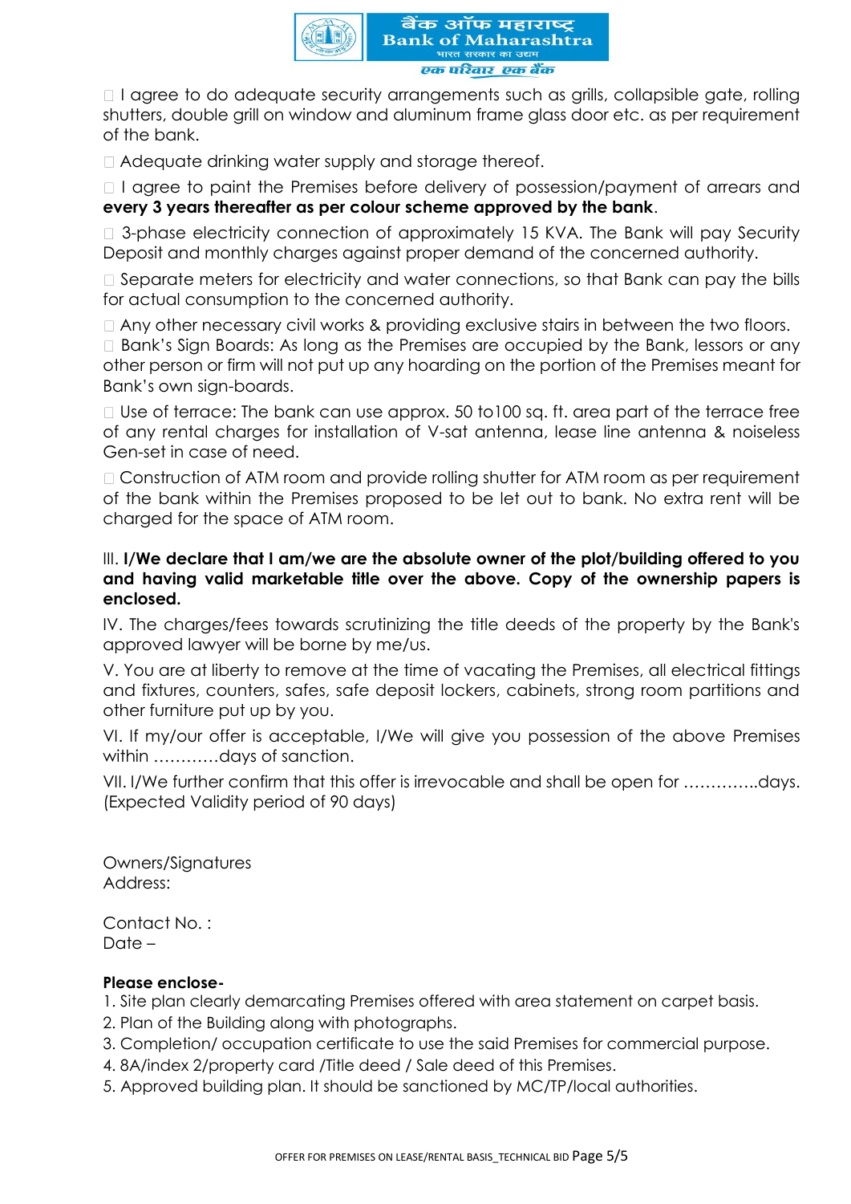- I agree to do adequate security arrangements such as grills, collapsible gate, rolling shutters, double grill on window and aluminum frame glass door etc. as per requirement of the bank.
- Adequate drinking water supply and storage thereof.
- I agree to paint the Premises before delivery of possession/payment of arrears and **every 3 years thereafter as per colour scheme approved by the bank**.
- 3-phase electricity connection of approximately 15 KVA. The Bank will pay Security Deposit and monthly charges against proper demand of the concerned authority.
- Separate meters for electricity and water connections, so that Bank can pay the bills for actual consumption to the concerned authority.
- Any other necessary civil works & providing exclusive stairs in between the two floors.
- Bank's Sign Boards: As long as the Premises are occupied by the Bank, lessors or any other person or firm will not put up any hoarding on the portion of the Premises meant for Bank's own sign-boards.
- Use of terrace: The bank can use approx. 50 to100 sq. ft. area part of the terrace free of any rental charges for installation of V-sat antenna, lease line antenna & noiseless Gen-set in case of need.
- Construction of ATM room and provide rolling shutter for ATM room as per requirement of the bank within the Premises proposed to be let out to bank. No extra rent will be charged for the space of ATM room.

III. **I/We declare that I am/we are the absolute owner of the plot/building offered to you and having valid marketable title over the above. Copy of the ownership papers is enclosed.**

IV. The charges/fees towards scrutinizing the title deeds of the property by the Bank's approved lawyer will be borne by me/us.

V. You are at liberty to remove at the time of vacating the Premises, all electrical fittings and fixtures, counters, safes, safe deposit lockers, cabinets, strong room partitions and other furniture put up by you.

VI. If my/our offer is acceptable, I/We will give you possession of the above Premises within …………days of sanction.

VII. I/We further confirm that this offer is irrevocable and shall be open for …………..days. (Expected Validity period of 90 days)

Owners/Signatures
Address:

Contact No. :
Date –

**Please enclose-**

1. Site plan clearly demarcating Premises offered with area statement on carpet basis.
2. Plan of the Building along with photographs.
3. Completion/ occupation certificate to use the said Premises for commercial purpose.
4. 8A/index 2/property card /Title deed / Sale deed of this Premises.
5. Approved building plan. It should be sanctioned by MC/TP/local authorities.